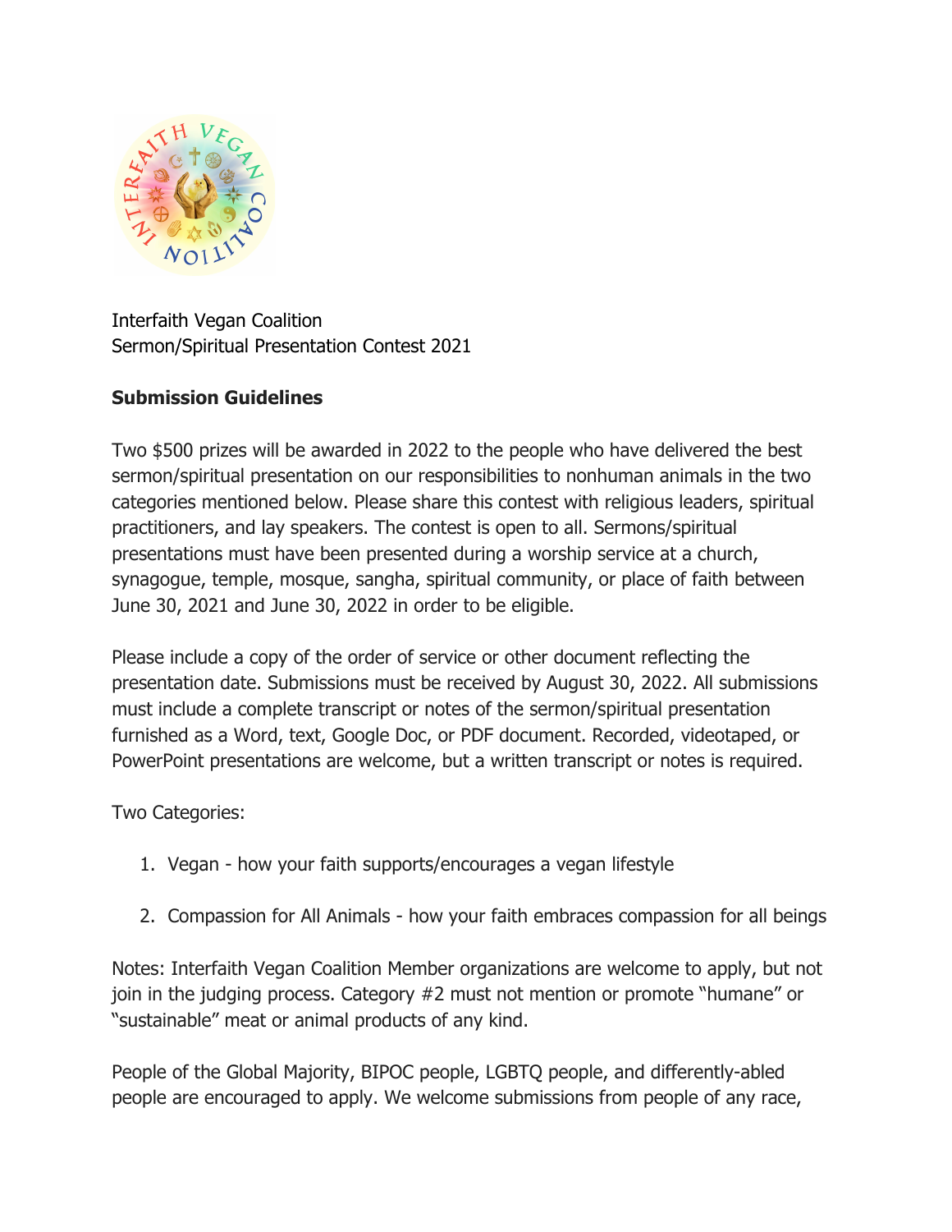Interfaith Vegan Coalition
Sermon/Spiritual Presentation Contest 2021

**Submission Guidelines**

Two $500 prizes will be awarded in 2022 to the people who have delivered the best sermon/spiritual presentation on our responsibilities to nonhuman animals in the two categories mentioned below. Please share this contest with religious leaders, spiritual practitioners, and lay speakers. The contest is open to all. Sermons/spiritual presentations must have been presented during a worship service at a church, synagogue, temple, mosque, sangha, spiritual community, or place of faith between June 30, 2021 and June 30, 2022 in order to be eligible.

Please include a copy of the order of service or other document reflecting the presentation date. Submissions must be received by August 30, 2022. All submissions must include a complete transcript or notes of the sermon/spiritual presentation furnished as a Word, text, Google Doc, or PDF document. Recorded, videotaped, or PowerPoint presentations are welcome, but a written transcript or notes is required.

Two Categories:

1. Vegan - how your faith supports/encourages a vegan lifestyle

2. Compassion for All Animals - how your faith embraces compassion for all beings

Notes: Interfaith Vegan Coalition Member organizations are welcome to apply, but not join in the judging process. Category #2 must not mention or promote "humane" or "sustainable" meat or animal products of any kind.

People of the Global Majority, BIPOC people, LGBTQ people, and differently-abled people are encouraged to apply. We welcome submissions from people of any race,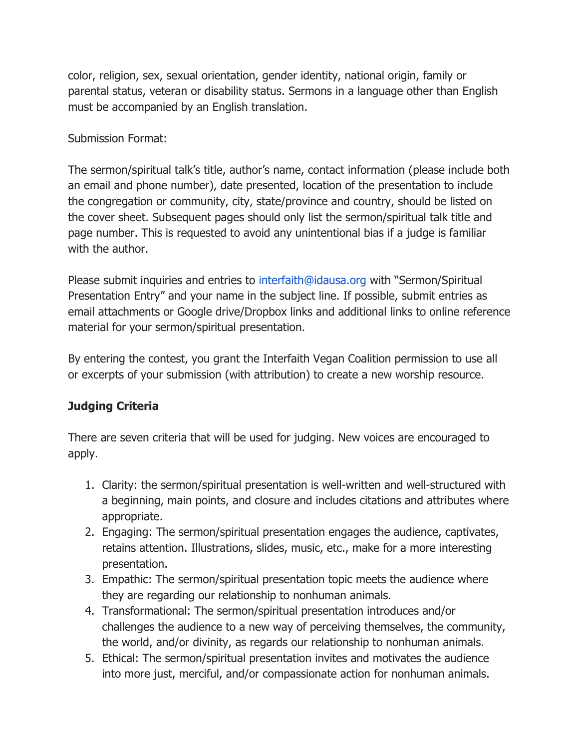color, religion, sex, sexual orientation, gender identity, national origin, family or parental status, veteran or disability status. Sermons in a language other than English must be accompanied by an English translation.

Submission Format:

The sermon/spiritual talk's title, author's name, contact information (please include both an email and phone number), date presented, location of the presentation to include the congregation or community, city, state/province and country, should be listed on the cover sheet. Subsequent pages should only list the sermon/spiritual talk title and page number. This is requested to avoid any unintentional bias if a judge is familiar with the author.

Please submit inquiries and entries to interfaith@idausa.org with "Sermon/Spiritual Presentation Entry" and your name in the subject line. If possible, submit entries as email attachments or Google drive/Dropbox links and additional links to online reference material for your sermon/spiritual presentation.

By entering the contest, you grant the Interfaith Vegan Coalition permission to use all or excerpts of your submission (with attribution) to create a new worship resource.

**Judging Criteria**

There are seven criteria that will be used for judging. New voices are encouraged to apply.

1. Clarity: the sermon/spiritual presentation is well-written and well-structured with a beginning, main points, and closure and includes citations and attributes where appropriate.
2. Engaging: The sermon/spiritual presentation engages the audience, captivates, retains attention. Illustrations, slides, music, etc., make for a more interesting presentation.
3. Empathic: The sermon/spiritual presentation topic meets the audience where they are regarding our relationship to nonhuman animals.
4. Transformational: The sermon/spiritual presentation introduces and/or challenges the audience to a new way of perceiving themselves, the community, the world, and/or divinity, as regards our relationship to nonhuman animals.
5. Ethical: The sermon/spiritual presentation invites and motivates the audience into more just, merciful, and/or compassionate action for nonhuman animals.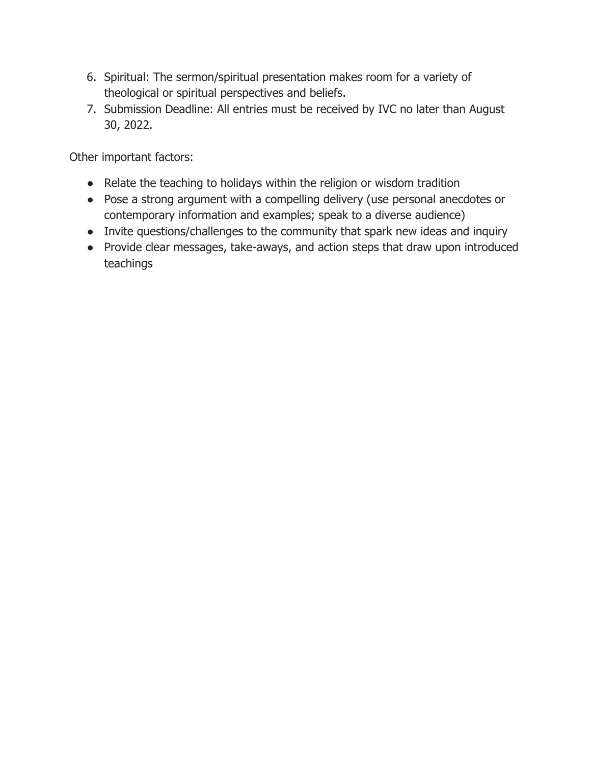6. Spiritual: The sermon/spiritual presentation makes room for a variety of theological or spiritual perspectives and beliefs.
7. Submission Deadline: All entries must be received by IVC no later than August 30, 2022.

Other important factors:

- Relate the teaching to holidays within the religion or wisdom tradition
- Pose a strong argument with a compelling delivery (use personal anecdotes or contemporary information and examples; speak to a diverse audience)
- Invite questions/challenges to the community that spark new ideas and inquiry
- Provide clear messages, take-aways, and action steps that draw upon introduced teachings